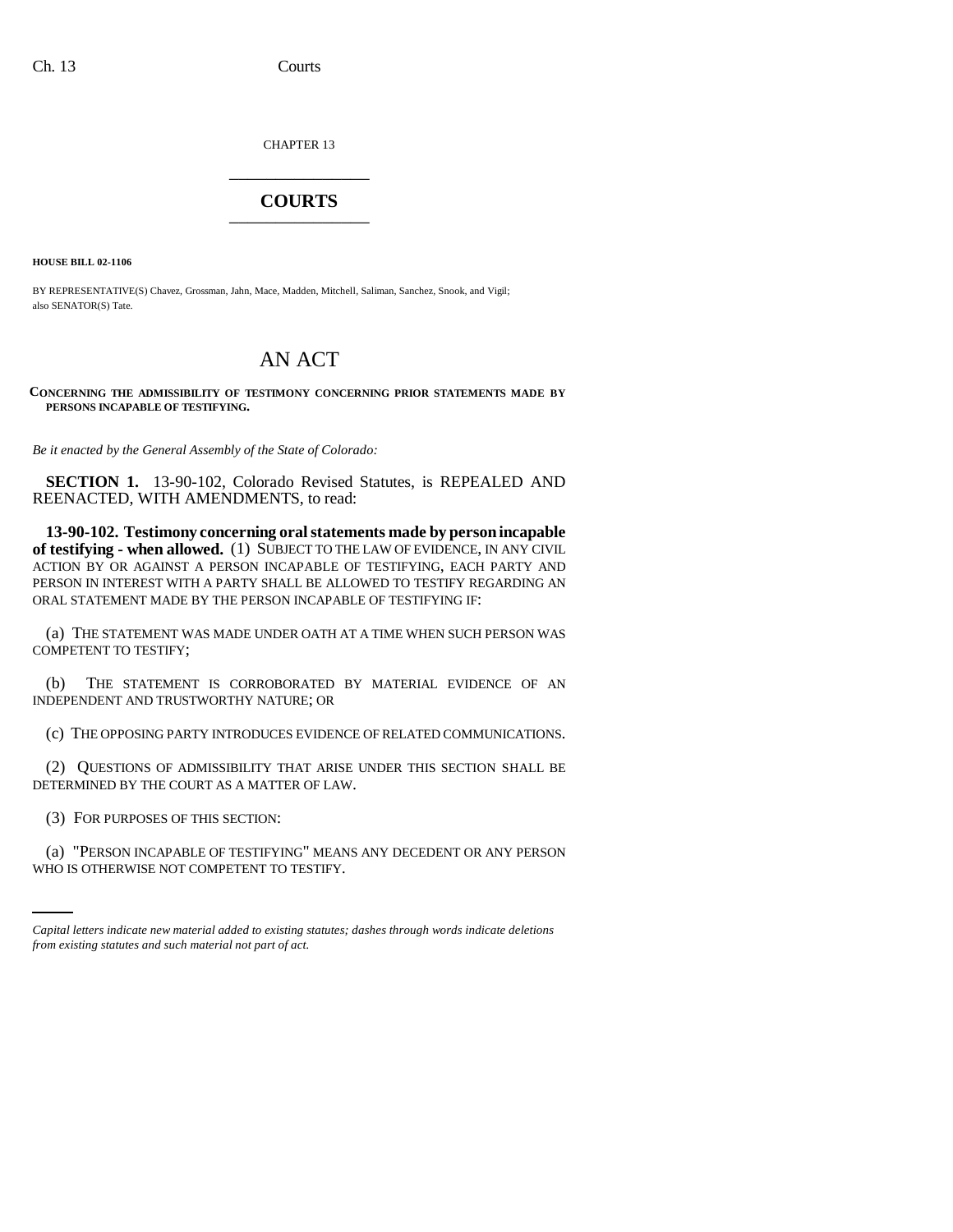CHAPTER 13

# COURTS

**HOUSE BILL 02-1106**

BY REPRESENTATIVE(S) Chavez, Grossman, Jahn, Mace, Madden, Mitchell, Saliman, Sanchez, Snook, and Vigil; also SENATOR(S) Tate.

# AN ACT

**CONCERNING THE ADMISSIBILITY OF TESTIMONY CONCERNING PRIOR STATEMENTS MADE BY PERSONS INCAPABLE OF TESTIFYING.**

*Be it enacted by the General Assembly of the State of Colorado:*

**SECTION 1.** 13-90-102, Colorado Revised Statutes, is REPEALED AND REENACTED, WITH AMENDMENTS, to read:

**13-90-102. Testimony concerning oral statements made by person incapable of testifying - when allowed.** (1) SUBJECT TO THE LAW OF EVIDENCE, IN ANY CIVIL ACTION BY OR AGAINST A PERSON INCAPABLE OF TESTIFYING, EACH PARTY AND PERSON IN INTEREST WITH A PARTY SHALL BE ALLOWED TO TESTIFY REGARDING AN ORAL STATEMENT MADE BY THE PERSON INCAPABLE OF TESTIFYING IF:

(a) THE STATEMENT WAS MADE UNDER OATH AT A TIME WHEN SUCH PERSON WAS COMPETENT TO TESTIFY;

(b) THE STATEMENT IS CORROBORATED BY MATERIAL EVIDENCE OF AN INDEPENDENT AND TRUSTWORTHY NATURE; OR

(c) THE OPPOSING PARTY INTRODUCES EVIDENCE OF RELATED COMMUNICATIONS.

(2) QUESTIONS OF ADMISSIBILITY THAT ARISE UNDER THIS SECTION SHALL BE DETERMINED BY THE COURT AS A MATTER OF LAW.

(3) FOR PURPOSES OF THIS SECTION:

(a) "PERSON INCAPABLE OF TESTIFYING" MEANS ANY DECEDENT OR ANY PERSON WHO IS OTHERWISE NOT COMPETENT TO TESTIFY.

*Capital letters indicate new material added to existing statutes; dashes through words indicate deletions from existing statutes and such material not part of act.*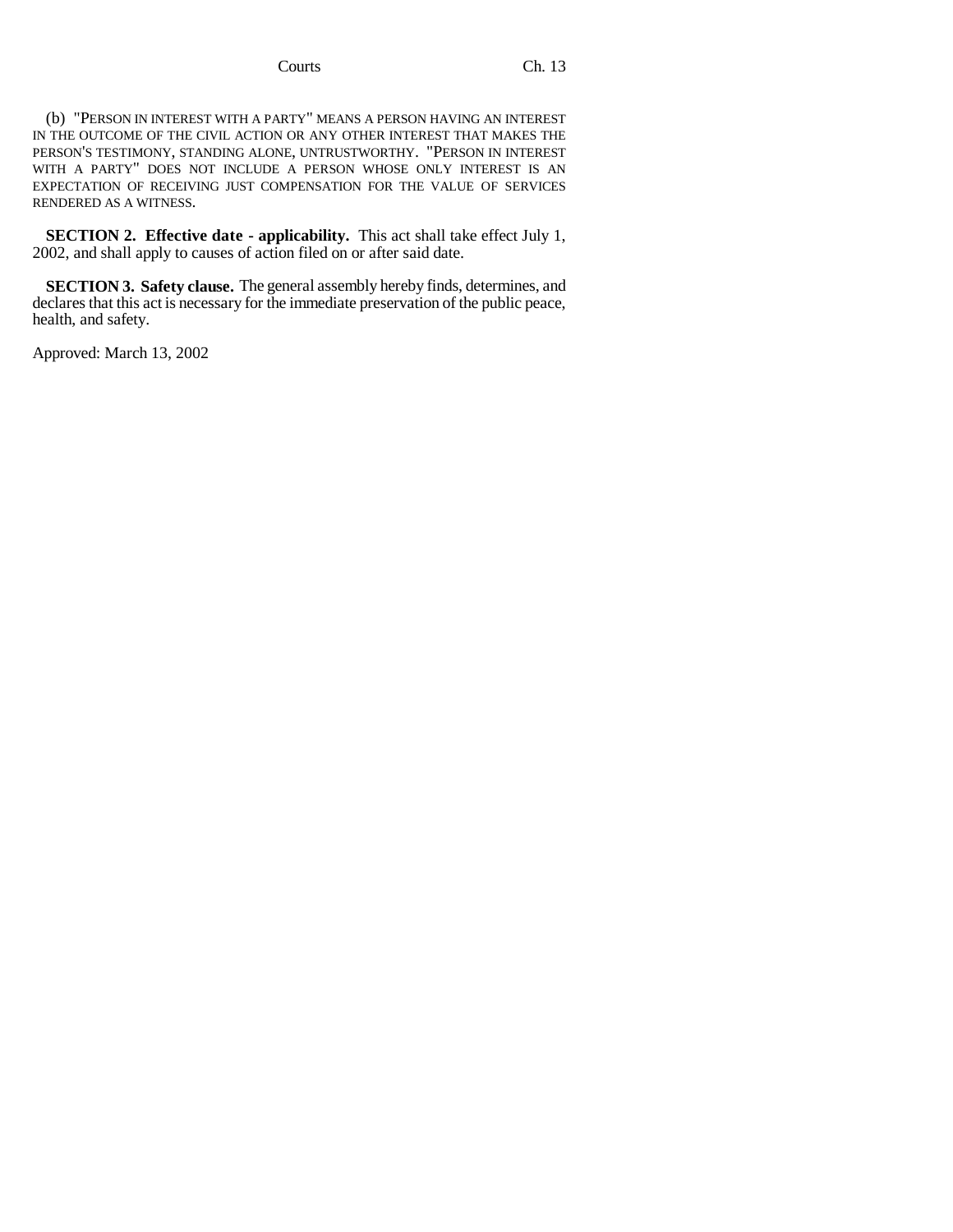(b) "PERSON IN INTEREST WITH A PARTY" MEANS A PERSON HAVING AN INTEREST IN THE OUTCOME OF THE CIVIL ACTION OR ANY OTHER INTEREST THAT MAKES THE PERSON'S TESTIMONY, STANDING ALONE, UNTRUSTWORTHY. "PERSON IN INTEREST WITH A PARTY" DOES NOT INCLUDE A PERSON WHOSE ONLY INTEREST IS AN EXPECTATION OF RECEIVING JUST COMPENSATION FOR THE VALUE OF SERVICES RENDERED AS A WITNESS.

**SECTION 2. Effective date - applicability.** This act shall take effect July 1, 2002, and shall apply to causes of action filed on or after said date.

**SECTION 3. Safety clause.** The general assembly hereby finds, determines, and declares that this act is necessary for the immediate preservation of the public peace, health, and safety.

Approved: March 13, 2002